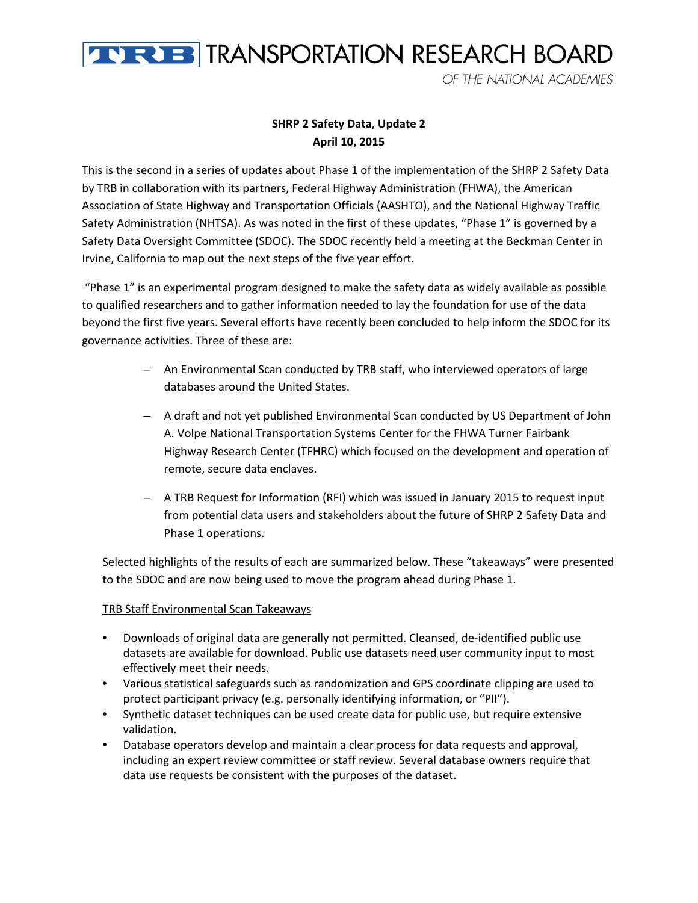# TRB TRANSPORTATION RESEARCH BOARD

*OF THE NATIONAL ACADEMIES*

**SHRP 2 Safety Data, Update 2**
**April 10, 2015**

This is the second in a series of updates about Phase 1 of the implementation of the SHRP 2 Safety Data by TRB in collaboration with its partners, Federal Highway Administration (FHWA), the American Association of State Highway and Transportation Officials (AASHTO), and the National Highway Traffic Safety Administration (NHTSA). As was noted in the first of these updates, "Phase 1" is governed by a Safety Data Oversight Committee (SDOC). The SDOC recently held a meeting at the Beckman Center in Irvine, California to map out the next steps of the five year effort.

"Phase 1" is an experimental program designed to make the safety data as widely available as possible to qualified researchers and to gather information needed to lay the foundation for use of the data beyond the first five years. Several efforts have recently been concluded to help inform the SDOC for its governance activities. Three of these are:

- An Environmental Scan conducted by TRB staff, who interviewed operators of large databases around the United States.
- A draft and not yet published Environmental Scan conducted by US Department of John A. Volpe National Transportation Systems Center for the FHWA Turner Fairbank Highway Research Center (TFHRC) which focused on the development and operation of remote, secure data enclaves.
- A TRB Request for Information (RFI) which was issued in January 2015 to request input from potential data users and stakeholders about the future of SHRP 2 Safety Data and Phase 1 operations.

Selected highlights of the results of each are summarized below. These "takeaways" were presented to the SDOC and are now being used to move the program ahead during Phase 1.

<u>TRB Staff Environmental Scan Takeaways</u>

- Downloads of original data are generally not permitted. Cleansed, de-identified public use datasets are available for download. Public use datasets need user community input to most effectively meet their needs.
- Various statistical safeguards such as randomization and GPS coordinate clipping are used to protect participant privacy (e.g. personally identifying information, or "PII").
- Synthetic dataset techniques can be used create data for public use, but require extensive validation.
- Database operators develop and maintain a clear process for data requests and approval, including an expert review committee or staff review. Several database owners require that data use requests be consistent with the purposes of the dataset.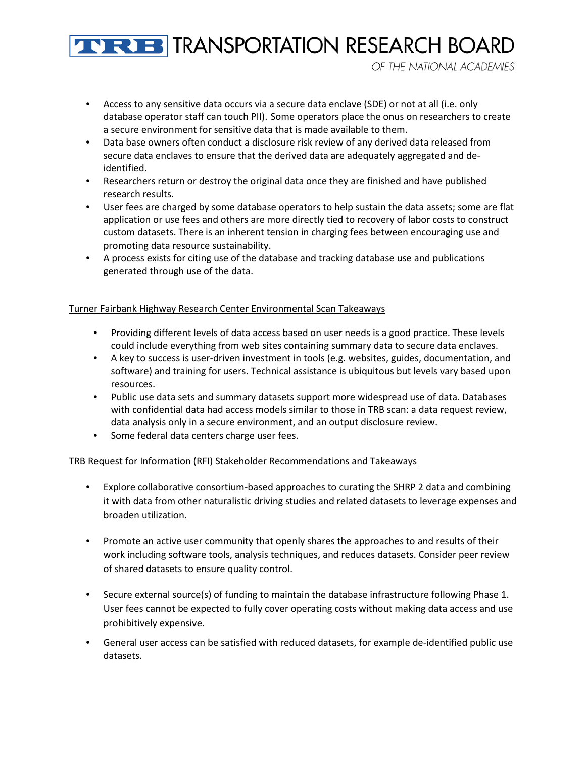- Access to any sensitive data occurs via a secure data enclave (SDE) or not at all (i.e. only database operator staff can touch PII). Some operators place the onus on researchers to create a secure environment for sensitive data that is made available to them.
- Data base owners often conduct a disclosure risk review of any derived data released from secure data enclaves to ensure that the derived data are adequately aggregated and de-identified.
- Researchers return or destroy the original data once they are finished and have published research results.
- User fees are charged by some database operators to help sustain the data assets; some are flat application or use fees and others are more directly tied to recovery of labor costs to construct custom datasets. There is an inherent tension in charging fees between encouraging use and promoting data resource sustainability.
- A process exists for citing use of the database and tracking database use and publications generated through use of the data.

<u>Turner Fairbank Highway Research Center Environmental Scan Takeaways</u>

- Providing different levels of data access based on user needs is a good practice. These levels could include everything from web sites containing summary data to secure data enclaves.
- A key to success is user-driven investment in tools (e.g. websites, guides, documentation, and software) and training for users. Technical assistance is ubiquitous but levels vary based upon resources.
- Public use data sets and summary datasets support more widespread use of data. Databases with confidential data had access models similar to those in TRB scan: a data request review, data analysis only in a secure environment, and an output disclosure review.
- Some federal data centers charge user fees.

<u>TRB Request for Information (RFI) Stakeholder Recommendations and Takeaways</u>

- Explore collaborative consortium-based approaches to curating the SHRP 2 data and combining it with data from other naturalistic driving studies and related datasets to leverage expenses and broaden utilization.

- Promote an active user community that openly shares the approaches to and results of their work including software tools, analysis techniques, and reduces datasets. Consider peer review of shared datasets to ensure quality control.

- Secure external source(s) of funding to maintain the database infrastructure following Phase 1. User fees cannot be expected to fully cover operating costs without making data access and use prohibitively expensive.

- General user access can be satisfied with reduced datasets, for example de-identified public use datasets.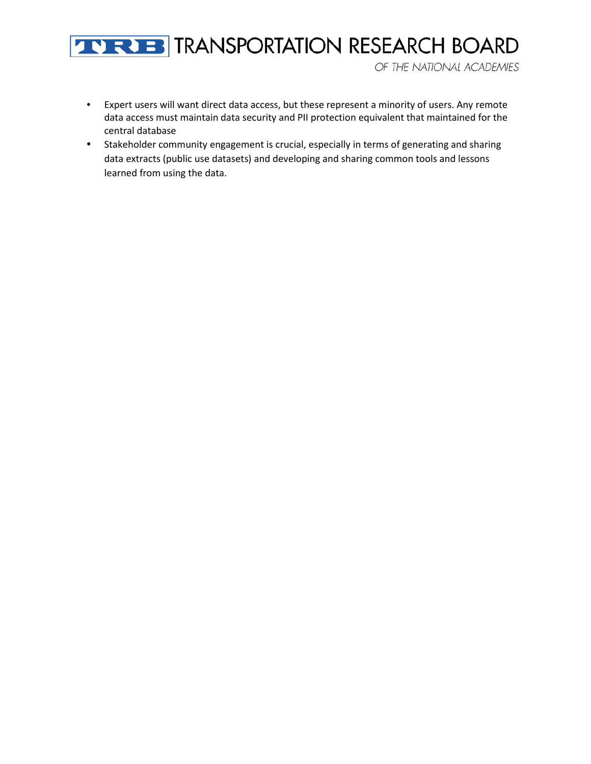- Expert users will want direct data access, but these represent a minority of users. Any remote data access must maintain data security and PII protection equivalent that maintained for the central database
- Stakeholder community engagement is crucial, especially in terms of generating and sharing data extracts (public use datasets) and developing and sharing common tools and lessons learned from using the data.